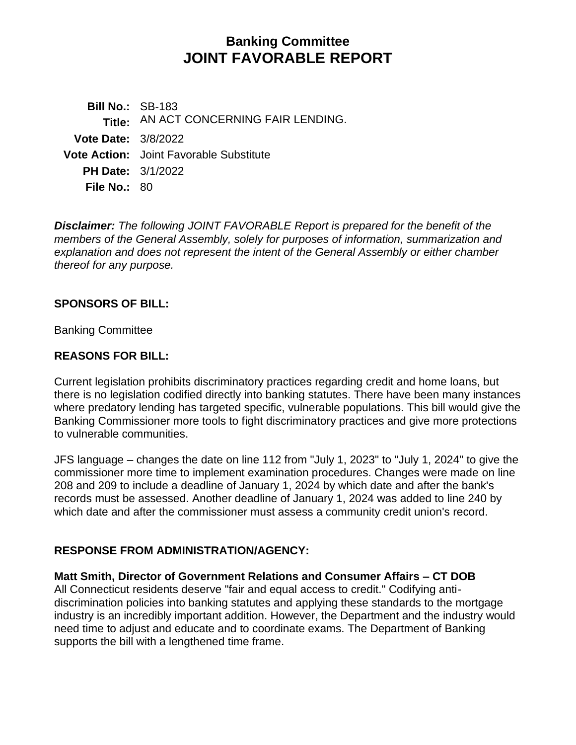# Banking Committee
# JOINT FAVORABLE REPORT

**Bill No.:** SB-183
**Title:** AN ACT CONCERNING FAIR LENDING.
**Vote Date:** 3/8/2022
**Vote Action:** Joint Favorable Substitute
**PH Date:** 3/1/2022
**File No.:** 80

***Disclaimer:*** *The following JOINT FAVORABLE Report is prepared for the benefit of the members of the General Assembly, solely for purposes of information, summarization and explanation and does not represent the intent of the General Assembly or either chamber thereof for any purpose.*

## SPONSORS OF BILL:

Banking Committee

## REASONS FOR BILL:

Current legislation prohibits discriminatory practices regarding credit and home loans, but there is no legislation codified directly into banking statutes. There have been many instances where predatory lending has targeted specific, vulnerable populations. This bill would give the Banking Commissioner more tools to fight discriminatory practices and give more protections to vulnerable communities.

JFS language – changes the date on line 112 from "July 1, 2023" to "July 1, 2024" to give the commissioner more time to implement examination procedures. Changes were made on line 208 and 209 to include a deadline of January 1, 2024 by which date and after the bank's records must be assessed. Another deadline of January 1, 2024 was added to line 240 by which date and after the commissioner must assess a community credit union's record.

## RESPONSE FROM ADMINISTRATION/AGENCY:

**Matt Smith, Director of Government Relations and Consumer Affairs – CT DOB**
All Connecticut residents deserve "fair and equal access to credit." Codifying anti-discrimination policies into banking statutes and applying these standards to the mortgage industry is an incredibly important addition. However, the Department and the industry would need time to adjust and educate and to coordinate exams. The Department of Banking supports the bill with a lengthened time frame.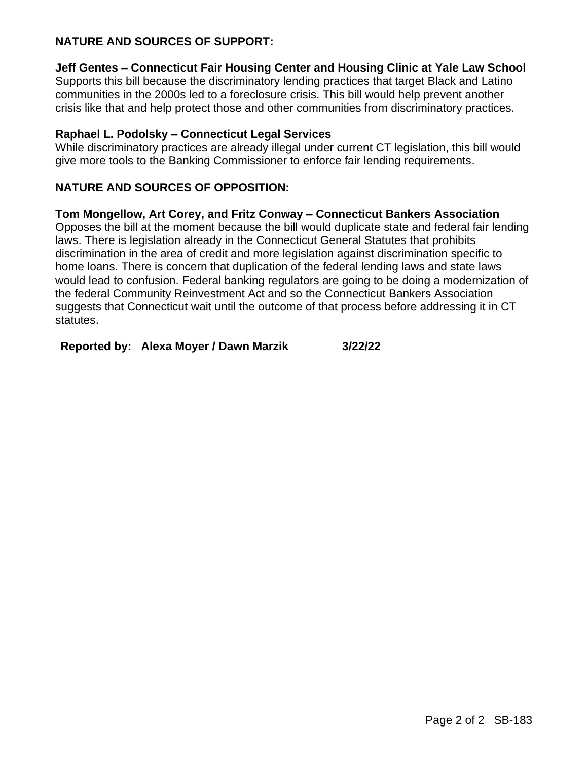**NATURE AND SOURCES OF SUPPORT:**

**Jeff Gentes – Connecticut Fair Housing Center and Housing Clinic at Yale Law School**
Supports this bill because the discriminatory lending practices that target Black and Latino communities in the 2000s led to a foreclosure crisis. This bill would help prevent another crisis like that and help protect those and other communities from discriminatory practices.

**Raphael L. Podolsky – Connecticut Legal Services**
While discriminatory practices are already illegal under current CT legislation, this bill would give more tools to the Banking Commissioner to enforce fair lending requirements.

**NATURE AND SOURCES OF OPPOSITION:**

**Tom Mongellow, Art Corey, and Fritz Conway – Connecticut Bankers Association**
Opposes the bill at the moment because the bill would duplicate state and federal fair lending laws. There is legislation already in the Connecticut General Statutes that prohibits discrimination in the area of credit and more legislation against discrimination specific to home loans. There is concern that duplication of the federal lending laws and state laws would lead to confusion. Federal banking regulators are going to be doing a modernization of the federal Community Reinvestment Act and so the Connecticut Bankers Association suggests that Connecticut wait until the outcome of that process before addressing it in CT statutes.

**Reported by: Alexa Moyer / Dawn Marzik 3/22/22**